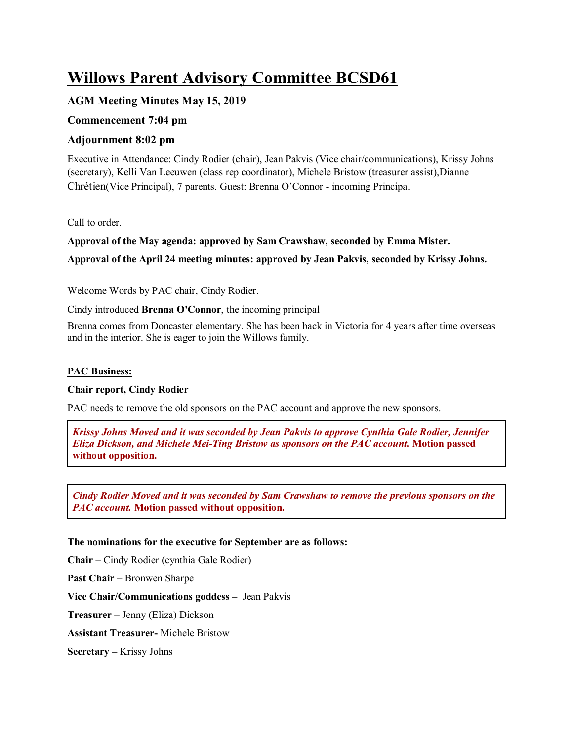# Willows Parent Advisory Committee BCSD61

### AGM Meeting Minutes May 15, 2019

### Commencement 7:04 pm

### Adjournment 8:02 pm

Executive in Attendance: Cindy Rodier (chair), Jean Pakvis (Vice chair/communications), Krissy Johns (secretary), Kelli Van Leeuwen (class rep coordinator), Michele Bristow (treasurer assist),Dianne Chrétien(Vice Principal), 7 parents. Guest: Brenna O'Connor - incoming Principal

Call to order.

**Approval of the May agenda: approved by Sam Crawshaw, seconded by Emma Mister.**

**Approval of the April 24 meeting minutes: approved by Jean Pakvis, seconded by Krissy Johns.**

Welcome Words by PAC chair, Cindy Rodier.

Cindy introduced **Brenna O'Connor**, the incoming principal

Brenna comes from Doncaster elementary. She has been back in Victoria for 4 years after time overseas and in the interior. She is eager to join the Willows family.

**PAC Business:**

**Chair report, Cindy Rodier**

PAC needs to remove the old sponsors on the PAC account and approve the new sponsors.

> ***Krissy Johns Moved and it was seconded by Jean Pakvis to approve Cynthia Gale Rodier, Jennifer Eliza Dickson, and Michele Mei-Ting Bristow as sponsors on the PAC account.*** **Motion passed without opposition.**

> ***Cindy Rodier Moved and it was seconded by Sam Crawshaw to remove the previous sponsors on the PAC account.*** **Motion passed without opposition.**

**The nominations for the executive for September are as follows:**

**Chair –** Cindy Rodier (cynthia Gale Rodier)

**Past Chair –** Bronwen Sharpe

**Vice Chair/Communications goddess –** Jean Pakvis

**Treasurer –** Jenny (Eliza) Dickson

**Assistant Treasurer-** Michele Bristow

**Secretary –** Krissy Johns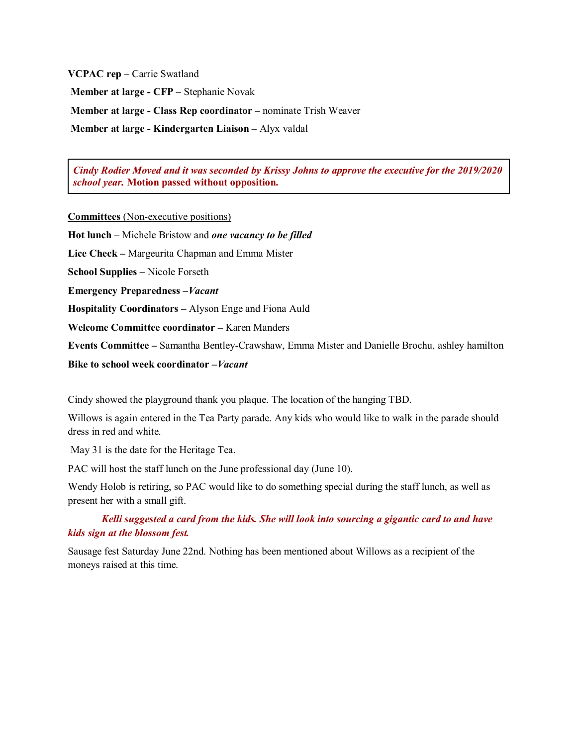**VCPAC rep –** Carrie Swatland

**Member at large - CFP –** Stephanie Novak

**Member at large - Class Rep coordinator –** nominate Trish Weaver

**Member at large - Kindergarten Liaison –** Alyx valdal

> ***Cindy Rodier Moved and it was seconded by Krissy Johns to approve the executive for the 2019/2020 school year.*** **Motion passed without opposition.**

**Committees** (Non-executive positions)

**Hot lunch –** Michele Bristow and ***one vacancy to be filled***

**Lice Check –** Margeurita Chapman and Emma Mister

**School Supplies –** Nicole Forseth

**Emergency Preparedness –*Vacant***

**Hospitality Coordinators –** Alyson Enge and Fiona Auld

**Welcome Committee coordinator –** Karen Manders

**Events Committee –** Samantha Bentley-Crawshaw, Emma Mister and Danielle Brochu, ashley hamilton

**Bike to school week coordinator –*Vacant***

Cindy showed the playground thank you plaque. The location of the hanging TBD.

Willows is again entered in the Tea Party parade. Any kids who would like to walk in the parade should dress in red and white.

May 31 is the date for the Heritage Tea.

PAC will host the staff lunch on the June professional day (June 10).

Wendy Holob is retiring, so PAC would like to do something special during the staff lunch, as well as present her with a small gift.

***Kelli suggested a card from the kids. She will look into sourcing a gigantic card to and have kids sign at the blossom fest.***

Sausage fest Saturday June 22nd. Nothing has been mentioned about Willows as a recipient of the moneys raised at this time.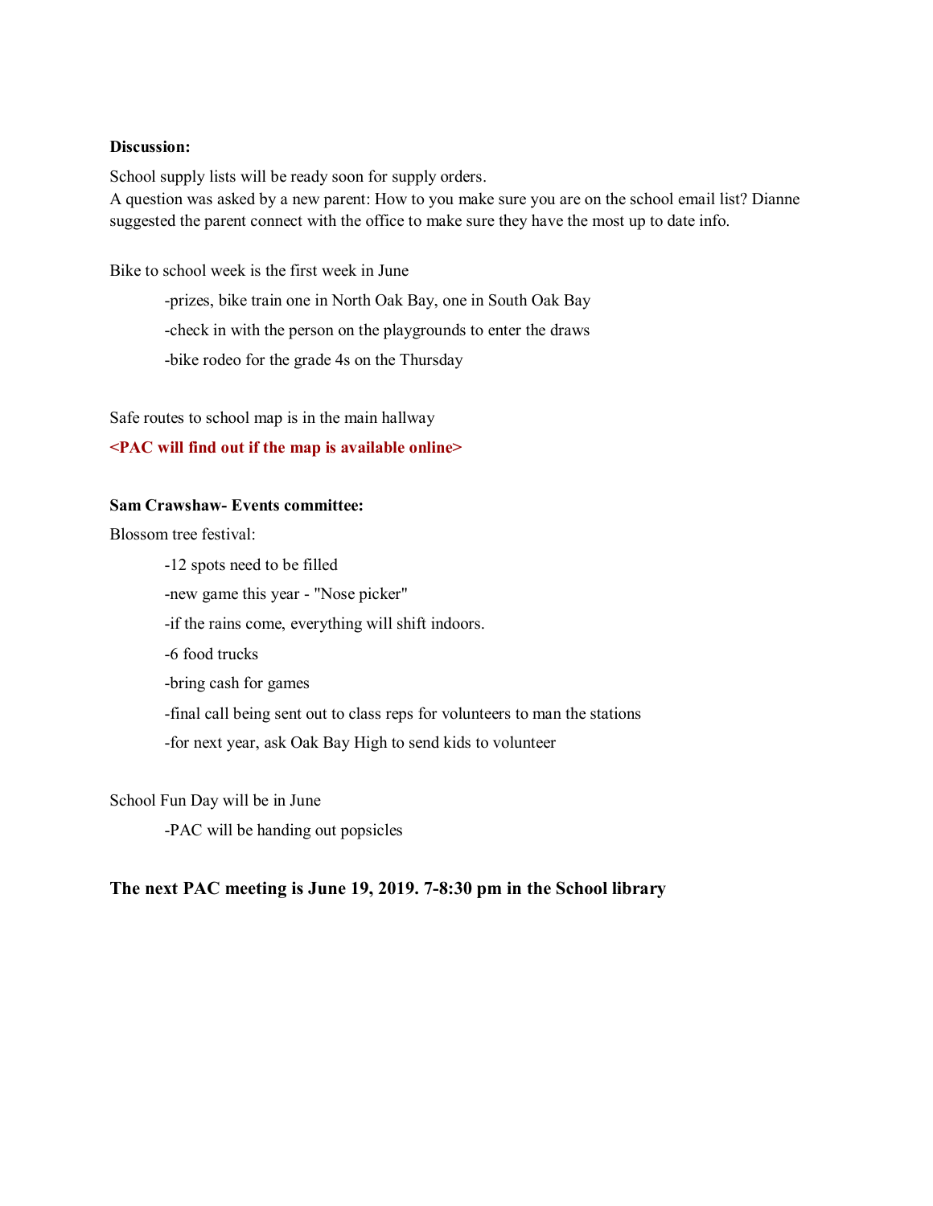**Discussion:**

School supply lists will be ready soon for supply orders.
A question was asked by a new parent: How to you make sure you are on the school email list? Dianne suggested the parent connect with the office to make sure they have the most up to date info.

Bike to school week is the first week in June

- -prizes, bike train one in North Oak Bay, one in South Oak Bay
- -check in with the person on the playgrounds to enter the draws
- -bike rodeo for the grade 4s on the Thursday

Safe routes to school map is in the main hallway

**<PAC will find out if the map is available online>**

**Sam Crawshaw- Events committee:**

Blossom tree festival:

- -12 spots need to be filled
- -new game this year - "Nose picker"
- -if the rains come, everything will shift indoors.
- -6 food trucks
- -bring cash for games
- -final call being sent out to class reps for volunteers to man the stations
- -for next year, ask Oak Bay High to send kids to volunteer

School Fun Day will be in June

- -PAC will be handing out popsicles

### The next PAC meeting is June 19, 2019. 7-8:30 pm in the School library